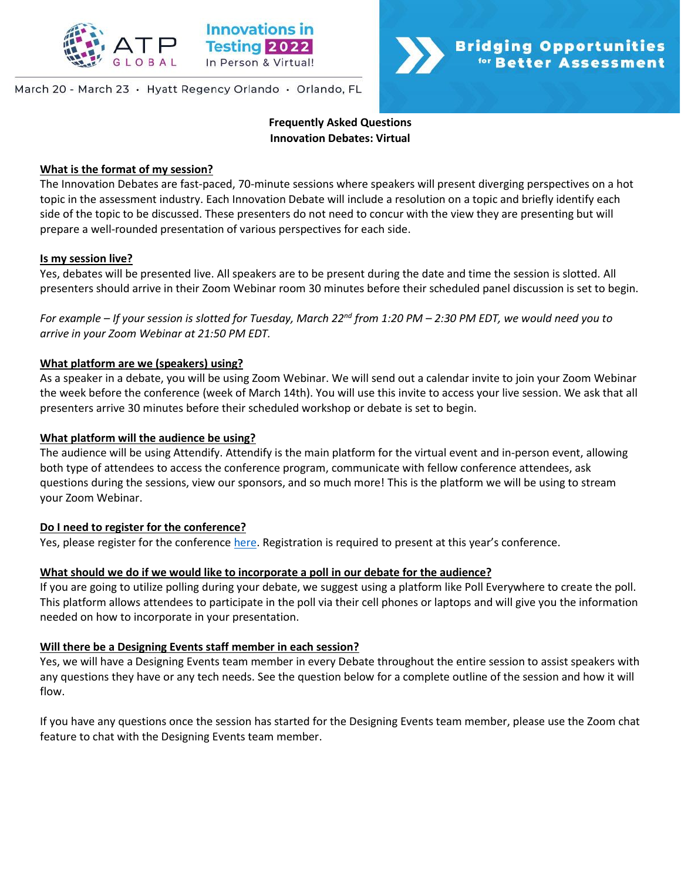ATP GLOBAL

**Innovations in Testing 2022**
In Person & Virtual!

March 20 - March 23 · Hyatt Regency Orlando · Orlando, FL

**Bridging Opportunities for Better Assessment**

**Frequently Asked Questions**
**Innovation Debates: Virtual**

**What is the format of my session?**

The Innovation Debates are fast-paced, 70-minute sessions where speakers will present diverging perspectives on a hot topic in the assessment industry. Each Innovation Debate will include a resolution on a topic and briefly identify each side of the topic to be discussed. These presenters do not need to concur with the view they are presenting but will prepare a well-rounded presentation of various perspectives for each side.

**Is my session live?**

Yes, debates will be presented live. All speakers are to be present during the date and time the session is slotted. All presenters should arrive in their Zoom Webinar room 30 minutes before their scheduled panel discussion is set to begin.

*For example – If your session is slotted for Tuesday, March 22nd from 1:20 PM – 2:30 PM EDT, we would need you to arrive in your Zoom Webinar at 21:50 PM EDT.*

**What platform are we (speakers) using?**

As a speaker in a debate, you will be using Zoom Webinar. We will send out a calendar invite to join your Zoom Webinar the week before the conference (week of March 14th). You will use this invite to access your live session. We ask that all presenters arrive 30 minutes before their scheduled workshop or debate is set to begin.

**What platform will the audience be using?**

The audience will be using Attendify. Attendify is the main platform for the virtual event and in-person event, allowing both type of attendees to access the conference program, communicate with fellow conference attendees, ask questions during the sessions, view our sponsors, and so much more! This is the platform we will be using to stream your Zoom Webinar.

**Do I need to register for the conference?**

Yes, please register for the conference here. Registration is required to present at this year's conference.

**What should we do if we would like to incorporate a poll in our debate for the audience?**

If you are going to utilize polling during your debate, we suggest using a platform like Poll Everywhere to create the poll. This platform allows attendees to participate in the poll via their cell phones or laptops and will give you the information needed on how to incorporate in your presentation.

**Will there be a Designing Events staff member in each session?**

Yes, we will have a Designing Events team member in every Debate throughout the entire session to assist speakers with any questions they have or any tech needs. See the question below for a complete outline of the session and how it will flow.

If you have any questions once the session has started for the Designing Events team member, please use the Zoom chat feature to chat with the Designing Events team member.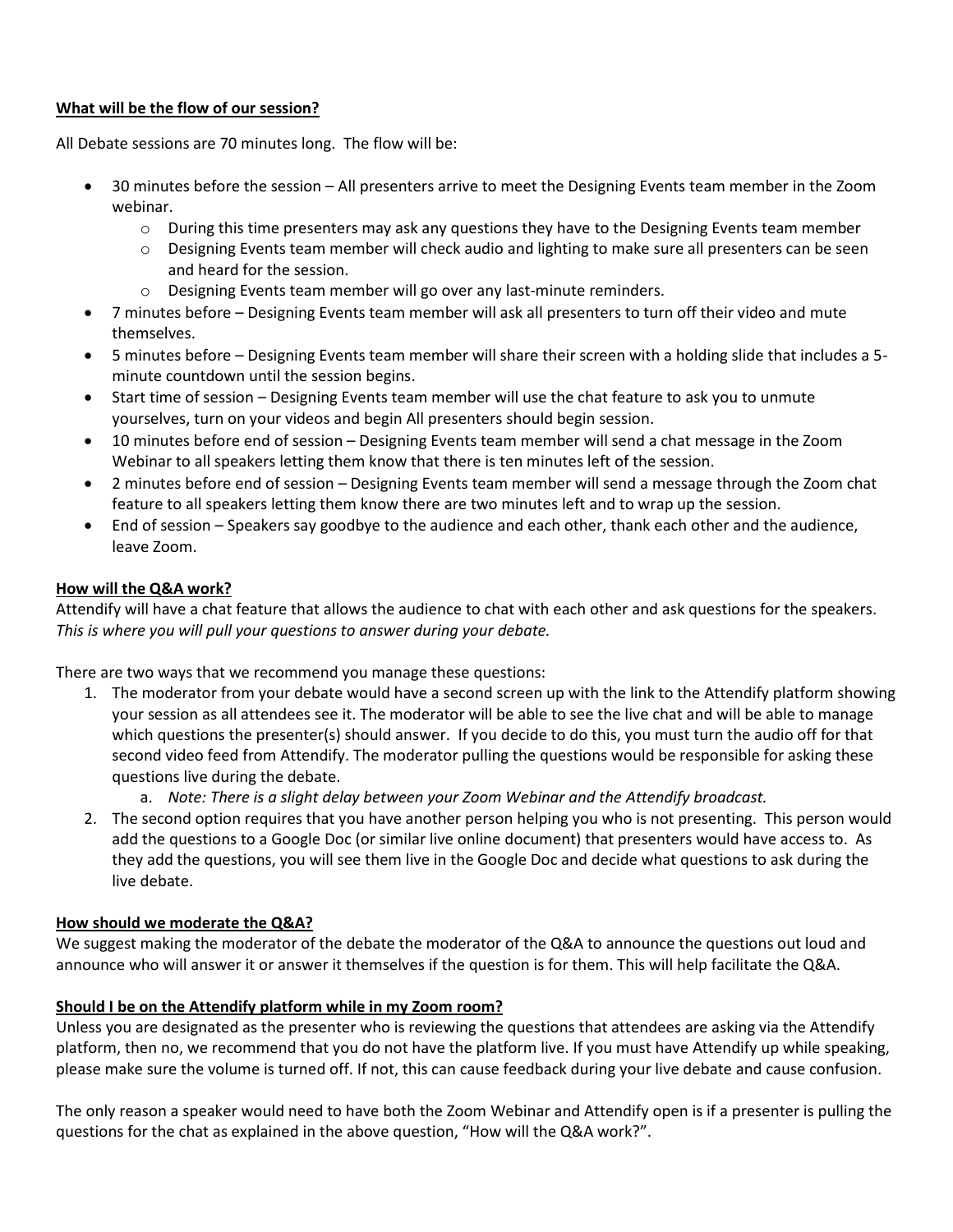**What will be the flow of our session?**

All Debate sessions are 70 minutes long. The flow will be:

- 30 minutes before the session – All presenters arrive to meet the Designing Events team member in the Zoom webinar.
  - During this time presenters may ask any questions they have to the Designing Events team member
  - Designing Events team member will check audio and lighting to make sure all presenters can be seen and heard for the session.
  - Designing Events team member will go over any last-minute reminders.
- 7 minutes before – Designing Events team member will ask all presenters to turn off their video and mute themselves.
- 5 minutes before – Designing Events team member will share their screen with a holding slide that includes a 5-minute countdown until the session begins.
- Start time of session – Designing Events team member will use the chat feature to ask you to unmute yourselves, turn on your videos and begin All presenters should begin session.
- 10 minutes before end of session – Designing Events team member will send a chat message in the Zoom Webinar to all speakers letting them know that there is ten minutes left of the session.
- 2 minutes before end of session – Designing Events team member will send a message through the Zoom chat feature to all speakers letting them know there are two minutes left and to wrap up the session.
- End of session – Speakers say goodbye to the audience and each other, thank each other and the audience, leave Zoom.

**How will the Q&A work?**

Attendify will have a chat feature that allows the audience to chat with each other and ask questions for the speakers. *This is where you will pull your questions to answer during your debate.*

There are two ways that we recommend you manage these questions:

1. The moderator from your debate would have a second screen up with the link to the Attendify platform showing your session as all attendees see it. The moderator will be able to see the live chat and will be able to manage which questions the presenter(s) should answer. If you decide to do this, you must turn the audio off for that second video feed from Attendify. The moderator pulling the questions would be responsible for asking these questions live during the debate.
   a. *Note: There is a slight delay between your Zoom Webinar and the Attendify broadcast.*
2. The second option requires that you have another person helping you who is not presenting. This person would add the questions to a Google Doc (or similar live online document) that presenters would have access to. As they add the questions, you will see them live in the Google Doc and decide what questions to ask during the live debate.

**How should we moderate the Q&A?**

We suggest making the moderator of the debate the moderator of the Q&A to announce the questions out loud and announce who will answer it or answer it themselves if the question is for them. This will help facilitate the Q&A.

**Should I be on the Attendify platform while in my Zoom room?**

Unless you are designated as the presenter who is reviewing the questions that attendees are asking via the Attendify platform, then no, we recommend that you do not have the platform live. If you must have Attendify up while speaking, please make sure the volume is turned off. If not, this can cause feedback during your live debate and cause confusion.

The only reason a speaker would need to have both the Zoom Webinar and Attendify open is if a presenter is pulling the questions for the chat as explained in the above question, "How will the Q&A work?".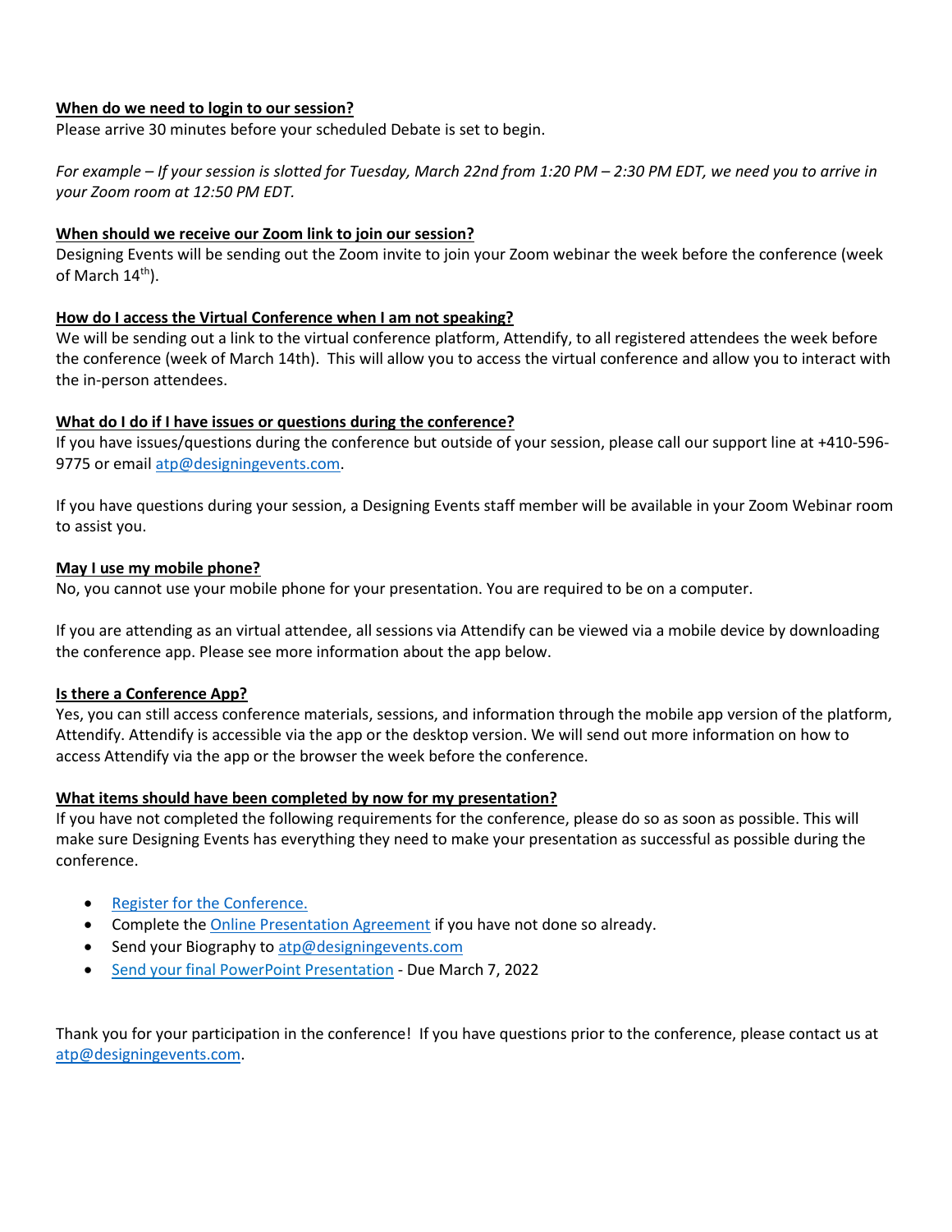**When do we need to login to our session?**

Please arrive 30 minutes before your scheduled Debate is set to begin.

*For example – If your session is slotted for Tuesday, March 22nd from 1:20 PM – 2:30 PM EDT, we need you to arrive in your Zoom room at 12:50 PM EDT.*

**When should we receive our Zoom link to join our session?**

Designing Events will be sending out the Zoom invite to join your Zoom webinar the week before the conference (week of March 14th).

**How do I access the Virtual Conference when I am not speaking?**

We will be sending out a link to the virtual conference platform, Attendify, to all registered attendees the week before the conference (week of March 14th). This will allow you to access the virtual conference and allow you to interact with the in-person attendees.

**What do I do if I have issues or questions during the conference?**

If you have issues/questions during the conference but outside of your session, please call our support line at +410-596-9775 or email atp@designingevents.com.

If you have questions during your session, a Designing Events staff member will be available in your Zoom Webinar room to assist you.

**May I use my mobile phone?**

No, you cannot use your mobile phone for your presentation. You are required to be on a computer.

If you are attending as an virtual attendee, all sessions via Attendify can be viewed via a mobile device by downloading the conference app. Please see more information about the app below.

**Is there a Conference App?**

Yes, you can still access conference materials, sessions, and information through the mobile app version of the platform, Attendify. Attendify is accessible via the app or the desktop version. We will send out more information on how to access Attendify via the app or the browser the week before the conference.

**What items should have been completed by now for my presentation?**

If you have not completed the following requirements for the conference, please do so as soon as possible. This will make sure Designing Events has everything they need to make your presentation as successful as possible during the conference.

- Register for the Conference.
- Complete the Online Presentation Agreement if you have not done so already.
- Send your Biography to atp@designingevents.com
- Send your final PowerPoint Presentation - Due March 7, 2022

Thank you for your participation in the conference! If you have questions prior to the conference, please contact us at atp@designingevents.com.